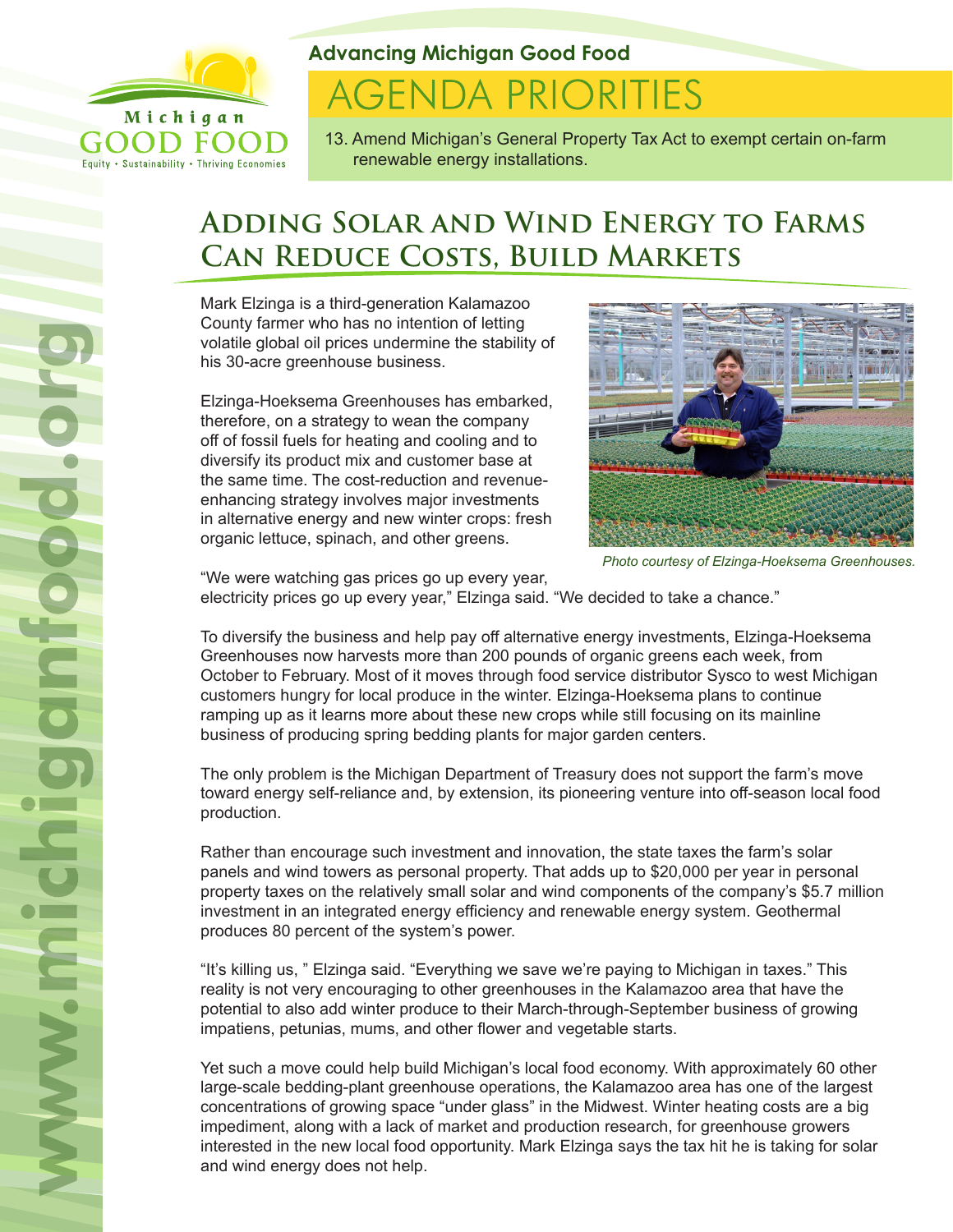Michigan GOOD FOOD

Equity • Sustainability • Thriving Economies

**Advancing Michigan Good Food**

# AGENDA PRIORITIES

13. Amend Michigan's General Property Tax Act to exempt certain on-farm renewable energy installations.

## Adding Solar and Wind Energy to Farms Can Reduce Costs, Build Markets

Mark Elzinga is a third-generation Kalamazoo County farmer who has no intention of letting volatile global oil prices undermine the stability of his 30-acre greenhouse business.

Elzinga-Hoeksema Greenhouses has embarked, therefore, on a strategy to wean the company off of fossil fuels for heating and cooling and to diversify its product mix and customer base at the same time. The cost-reduction and revenue-enhancing strategy involves major investments in alternative energy and new winter crops: fresh organic lettuce, spinach, and other greens.

*Photo courtesy of Elzinga-Hoeksema Greenhouses.*

"We were watching gas prices go up every year, electricity prices go up every year," Elzinga said. "We decided to take a chance."

To diversify the business and help pay off alternative energy investments, Elzinga-Hoeksema Greenhouses now harvests more than 200 pounds of organic greens each week, from October to February. Most of it moves through food service distributor Sysco to west Michigan customers hungry for local produce in the winter. Elzinga-Hoeksema plans to continue ramping up as it learns more about these new crops while still focusing on its mainline business of producing spring bedding plants for major garden centers.

The only problem is the Michigan Department of Treasury does not support the farm's move toward energy self-reliance and, by extension, its pioneering venture into off-season local food production.

Rather than encourage such investment and innovation, the state taxes the farm's solar panels and wind towers as personal property. That adds up to $20,000 per year in personal property taxes on the relatively small solar and wind components of the company's $5.7 million investment in an integrated energy efficiency and renewable energy system. Geothermal produces 80 percent of the system's power.

"It's killing us, " Elzinga said. "Everything we save we're paying to Michigan in taxes." This reality is not very encouraging to other greenhouses in the Kalamazoo area that have the potential to also add winter produce to their March-through-September business of growing impatiens, petunias, mums, and other flower and vegetable starts.

Yet such a move could help build Michigan's local food economy. With approximately 60 other large-scale bedding-plant greenhouse operations, the Kalamazoo area has one of the largest concentrations of growing space "under glass" in the Midwest. Winter heating costs are a big impediment, along with a lack of market and production research, for greenhouse growers interested in the new local food opportunity. Mark Elzinga says the tax hit he is taking for solar and wind energy does not help.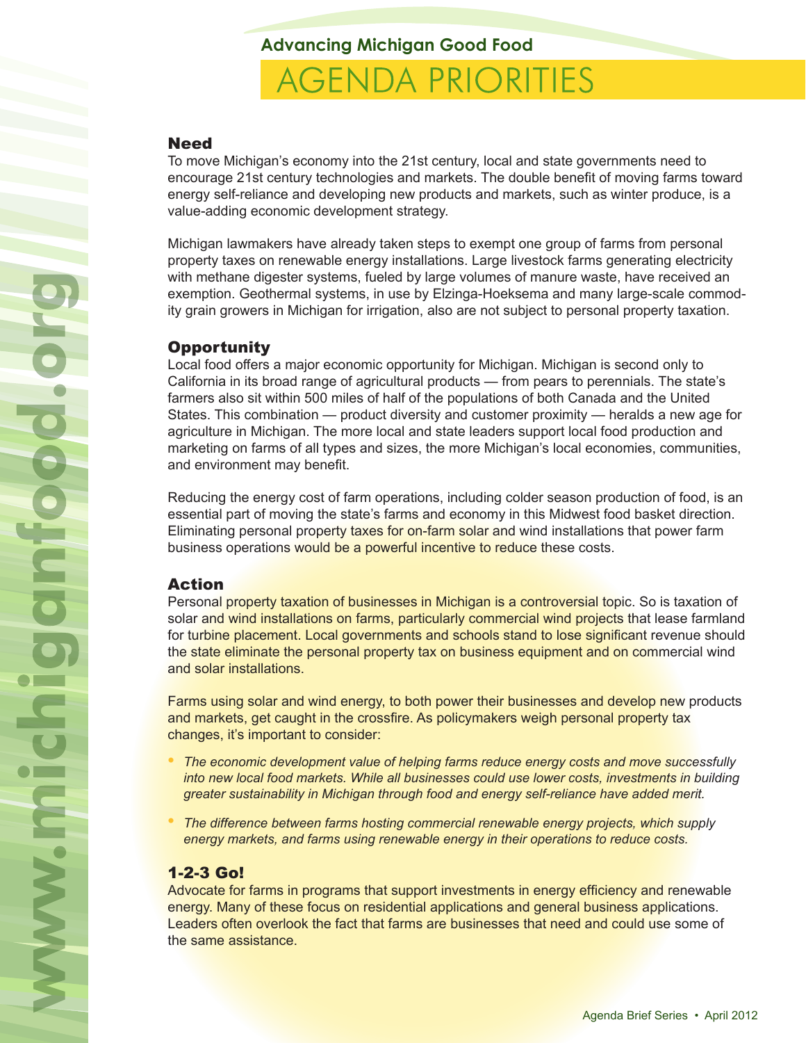Advancing Michigan Good Food

# AGENDA PRIORITIES

## Need

To move Michigan's economy into the 21st century, local and state governments need to encourage 21st century technologies and markets. The double benefit of moving farms toward energy self-reliance and developing new products and markets, such as winter produce, is a value-adding economic development strategy.

Michigan lawmakers have already taken steps to exempt one group of farms from personal property taxes on renewable energy installations. Large livestock farms generating electricity with methane digester systems, fueled by large volumes of manure waste, have received an exemption. Geothermal systems, in use by Elzinga-Hoeksema and many large-scale commodity grain growers in Michigan for irrigation, also are not subject to personal property taxation.

## Opportunity

Local food offers a major economic opportunity for Michigan. Michigan is second only to California in its broad range of agricultural products — from pears to perennials. The state's farmers also sit within 500 miles of half of the populations of both Canada and the United States. This combination — product diversity and customer proximity — heralds a new age for agriculture in Michigan. The more local and state leaders support local food production and marketing on farms of all types and sizes, the more Michigan's local economies, communities, and environment may benefit.

Reducing the energy cost of farm operations, including colder season production of food, is an essential part of moving the state's farms and economy in this Midwest food basket direction. Eliminating personal property taxes for on-farm solar and wind installations that power farm business operations would be a powerful incentive to reduce these costs.

## Action

Personal property taxation of businesses in Michigan is a controversial topic. So is taxation of solar and wind installations on farms, particularly commercial wind projects that lease farmland for turbine placement. Local governments and schools stand to lose significant revenue should the state eliminate the personal property tax on business equipment and on commercial wind and solar installations.

Farms using solar and wind energy, to both power their businesses and develop new products and markets, get caught in the crossfire. As policymakers weigh personal property tax changes, it's important to consider:

- *The economic development value of helping farms reduce energy costs and move successfully into new local food markets. While all businesses could use lower costs, investments in building greater sustainability in Michigan through food and energy self-reliance have added merit.*
- *The difference between farms hosting commercial renewable energy projects, which supply energy markets, and farms using renewable energy in their operations to reduce costs.*

## 1-2-3 Go!

Advocate for farms in programs that support investments in energy efficiency and renewable energy. Many of these focus on residential applications and general business applications. Leaders often overlook the fact that farms are businesses that need and could use some of the same assistance.